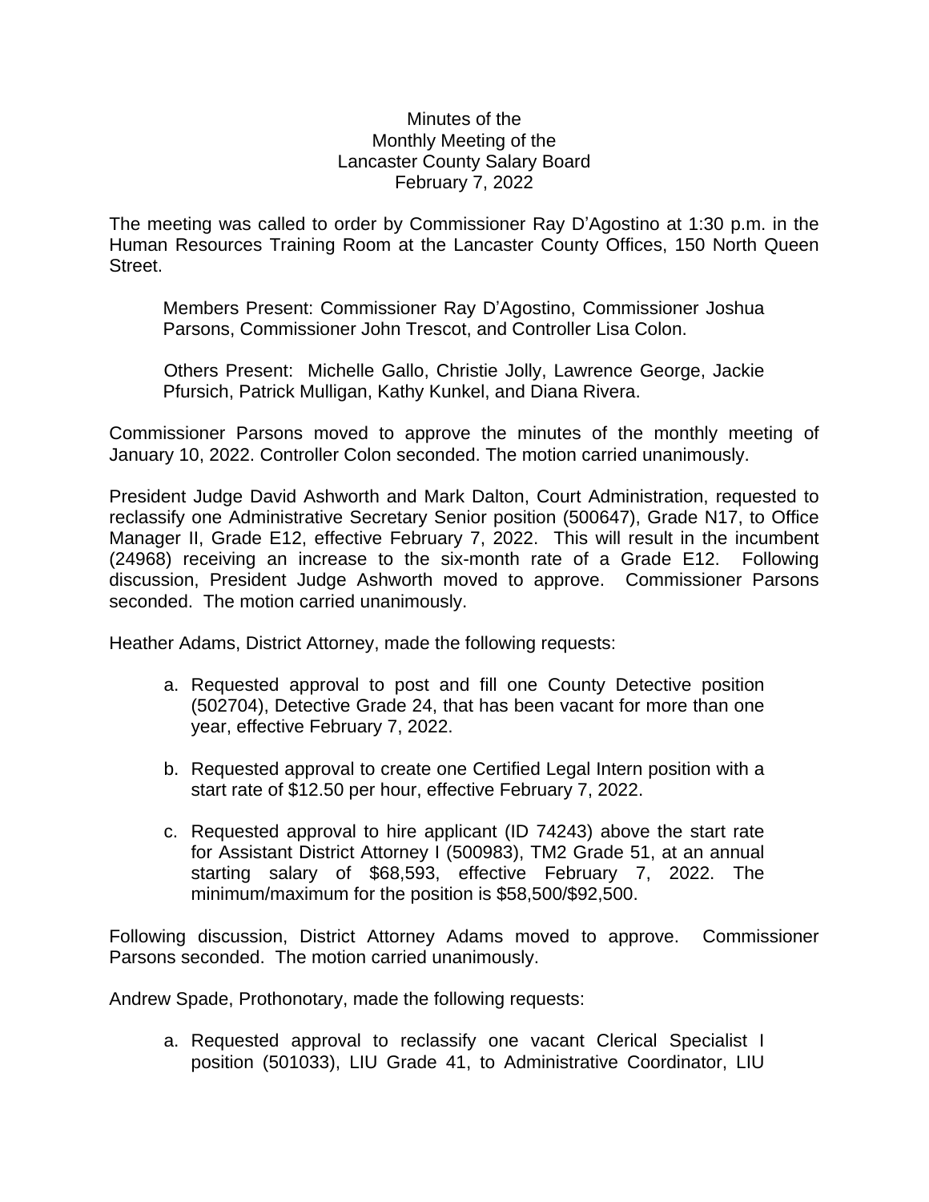Minutes of the
Monthly Meeting of the
Lancaster County Salary Board
February 7, 2022

The meeting was called to order by Commissioner Ray D'Agostino at 1:30 p.m. in the Human Resources Training Room at the Lancaster County Offices, 150 North Queen Street.

> Members Present: Commissioner Ray D'Agostino, Commissioner Joshua Parsons, Commissioner John Trescot, and Controller Lisa Colon.
>
> Others Present: Michelle Gallo, Christie Jolly, Lawrence George, Jackie Pfursich, Patrick Mulligan, Kathy Kunkel, and Diana Rivera.

Commissioner Parsons moved to approve the minutes of the monthly meeting of January 10, 2022. Controller Colon seconded. The motion carried unanimously.

President Judge David Ashworth and Mark Dalton, Court Administration, requested to reclassify one Administrative Secretary Senior position (500647), Grade N17, to Office Manager II, Grade E12, effective February 7, 2022. This will result in the incumbent (24968) receiving an increase to the six-month rate of a Grade E12. Following discussion, President Judge Ashworth moved to approve. Commissioner Parsons seconded. The motion carried unanimously.

Heather Adams, District Attorney, made the following requests:

a. Requested approval to post and fill one County Detective position (502704), Detective Grade 24, that has been vacant for more than one year, effective February 7, 2022.

b. Requested approval to create one Certified Legal Intern position with a start rate of $12.50 per hour, effective February 7, 2022.

c. Requested approval to hire applicant (ID 74243) above the start rate for Assistant District Attorney I (500983), TM2 Grade 51, at an annual starting salary of $68,593, effective February 7, 2022. The minimum/maximum for the position is $58,500/$92,500.

Following discussion, District Attorney Adams moved to approve. Commissioner Parsons seconded. The motion carried unanimously.

Andrew Spade, Prothonotary, made the following requests:

a. Requested approval to reclassify one vacant Clerical Specialist I position (501033), LIU Grade 41, to Administrative Coordinator, LIU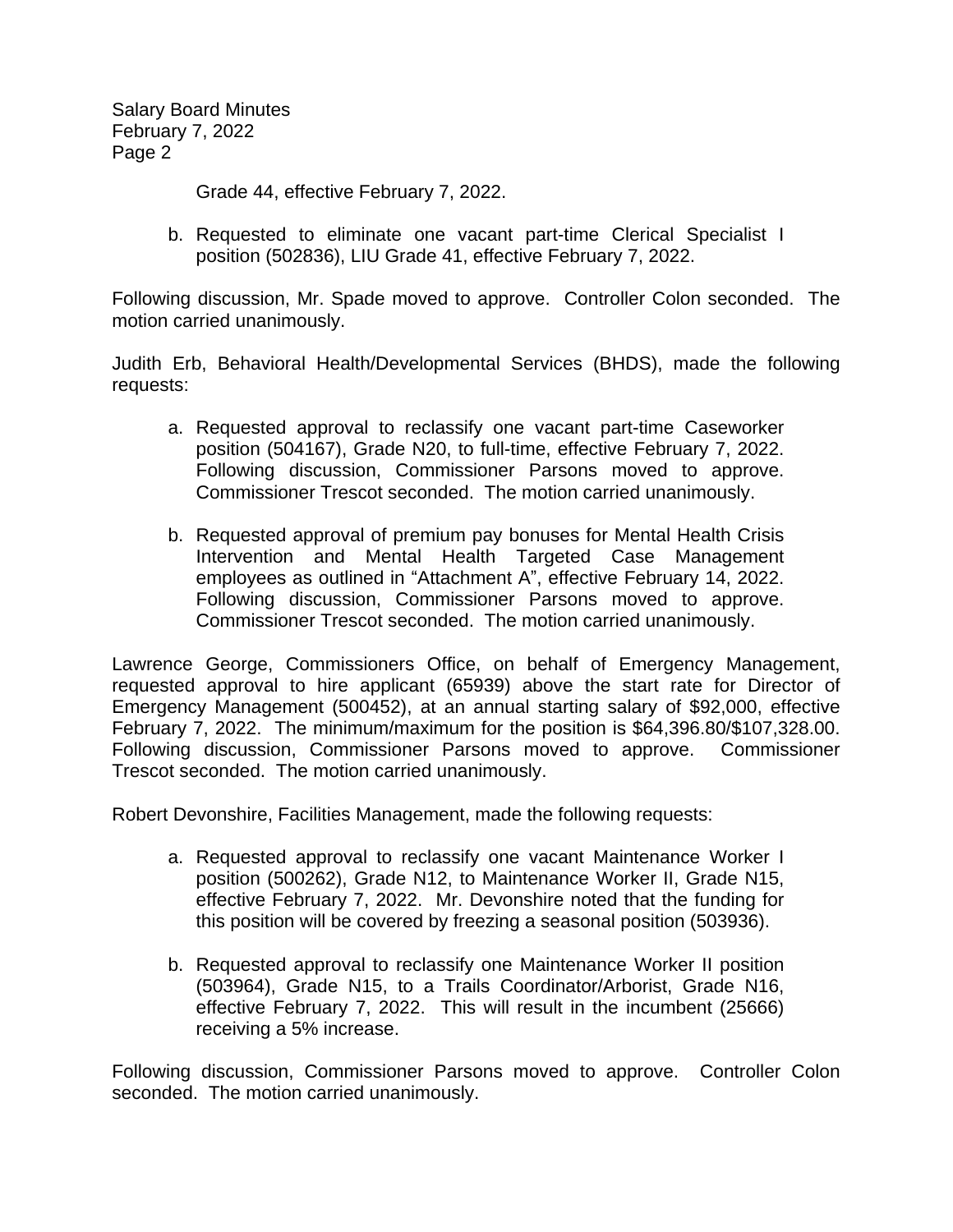Grade 44, effective February 7, 2022.

b. Requested to eliminate one vacant part-time Clerical Specialist I position (502836), LIU Grade 41, effective February 7, 2022.

Following discussion, Mr. Spade moved to approve. Controller Colon seconded. The motion carried unanimously.

Judith Erb, Behavioral Health/Developmental Services (BHDS), made the following requests:

a. Requested approval to reclassify one vacant part-time Caseworker position (504167), Grade N20, to full-time, effective February 7, 2022. Following discussion, Commissioner Parsons moved to approve. Commissioner Trescot seconded. The motion carried unanimously.

b. Requested approval of premium pay bonuses for Mental Health Crisis Intervention and Mental Health Targeted Case Management employees as outlined in "Attachment A", effective February 14, 2022. Following discussion, Commissioner Parsons moved to approve. Commissioner Trescot seconded. The motion carried unanimously.

Lawrence George, Commissioners Office, on behalf of Emergency Management, requested approval to hire applicant (65939) above the start rate for Director of Emergency Management (500452), at an annual starting salary of $92,000, effective February 7, 2022. The minimum/maximum for the position is $64,396.80/$107,328.00. Following discussion, Commissioner Parsons moved to approve. Commissioner Trescot seconded. The motion carried unanimously.

Robert Devonshire, Facilities Management, made the following requests:

a. Requested approval to reclassify one vacant Maintenance Worker I position (500262), Grade N12, to Maintenance Worker II, Grade N15, effective February 7, 2022. Mr. Devonshire noted that the funding for this position will be covered by freezing a seasonal position (503936).

b. Requested approval to reclassify one Maintenance Worker II position (503964), Grade N15, to a Trails Coordinator/Arborist, Grade N16, effective February 7, 2022. This will result in the incumbent (25666) receiving a 5% increase.

Following discussion, Commissioner Parsons moved to approve. Controller Colon seconded. The motion carried unanimously.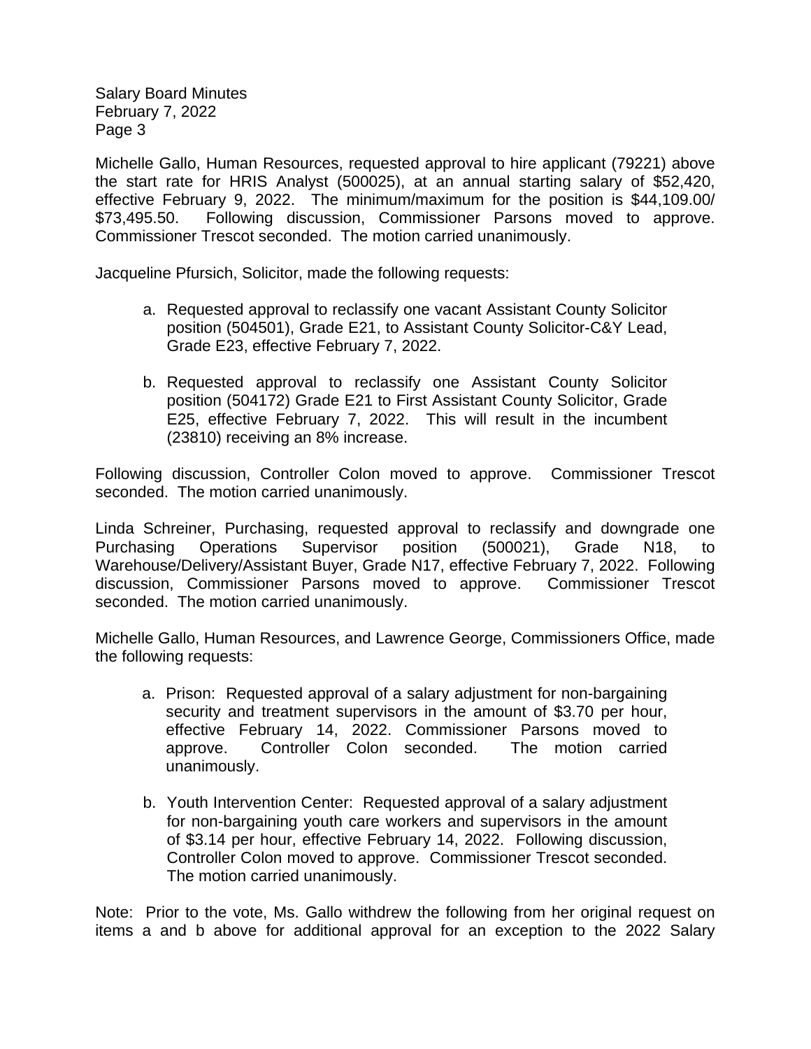Michelle Gallo, Human Resources, requested approval to hire applicant (79221) above the start rate for HRIS Analyst (500025), at an annual starting salary of $52,420, effective February 9, 2022. The minimum/maximum for the position is $44,109.00/ $73,495.50. Following discussion, Commissioner Parsons moved to approve. Commissioner Trescot seconded. The motion carried unanimously.

Jacqueline Pfursich, Solicitor, made the following requests:

a. Requested approval to reclassify one vacant Assistant County Solicitor position (504501), Grade E21, to Assistant County Solicitor-C&Y Lead, Grade E23, effective February 7, 2022.

b. Requested approval to reclassify one Assistant County Solicitor position (504172) Grade E21 to First Assistant County Solicitor, Grade E25, effective February 7, 2022. This will result in the incumbent (23810) receiving an 8% increase.

Following discussion, Controller Colon moved to approve. Commissioner Trescot seconded. The motion carried unanimously.

Linda Schreiner, Purchasing, requested approval to reclassify and downgrade one Purchasing Operations Supervisor position (500021), Grade N18, to Warehouse/Delivery/Assistant Buyer, Grade N17, effective February 7, 2022. Following discussion, Commissioner Parsons moved to approve. Commissioner Trescot seconded. The motion carried unanimously.

Michelle Gallo, Human Resources, and Lawrence George, Commissioners Office, made the following requests:

a. Prison: Requested approval of a salary adjustment for non-bargaining security and treatment supervisors in the amount of $3.70 per hour, effective February 14, 2022. Commissioner Parsons moved to approve. Controller Colon seconded. The motion carried unanimously.

b. Youth Intervention Center: Requested approval of a salary adjustment for non-bargaining youth care workers and supervisors in the amount of $3.14 per hour, effective February 14, 2022. Following discussion, Controller Colon moved to approve. Commissioner Trescot seconded. The motion carried unanimously.

Note: Prior to the vote, Ms. Gallo withdrew the following from her original request on items a and b above for additional approval for an exception to the 2022 Salary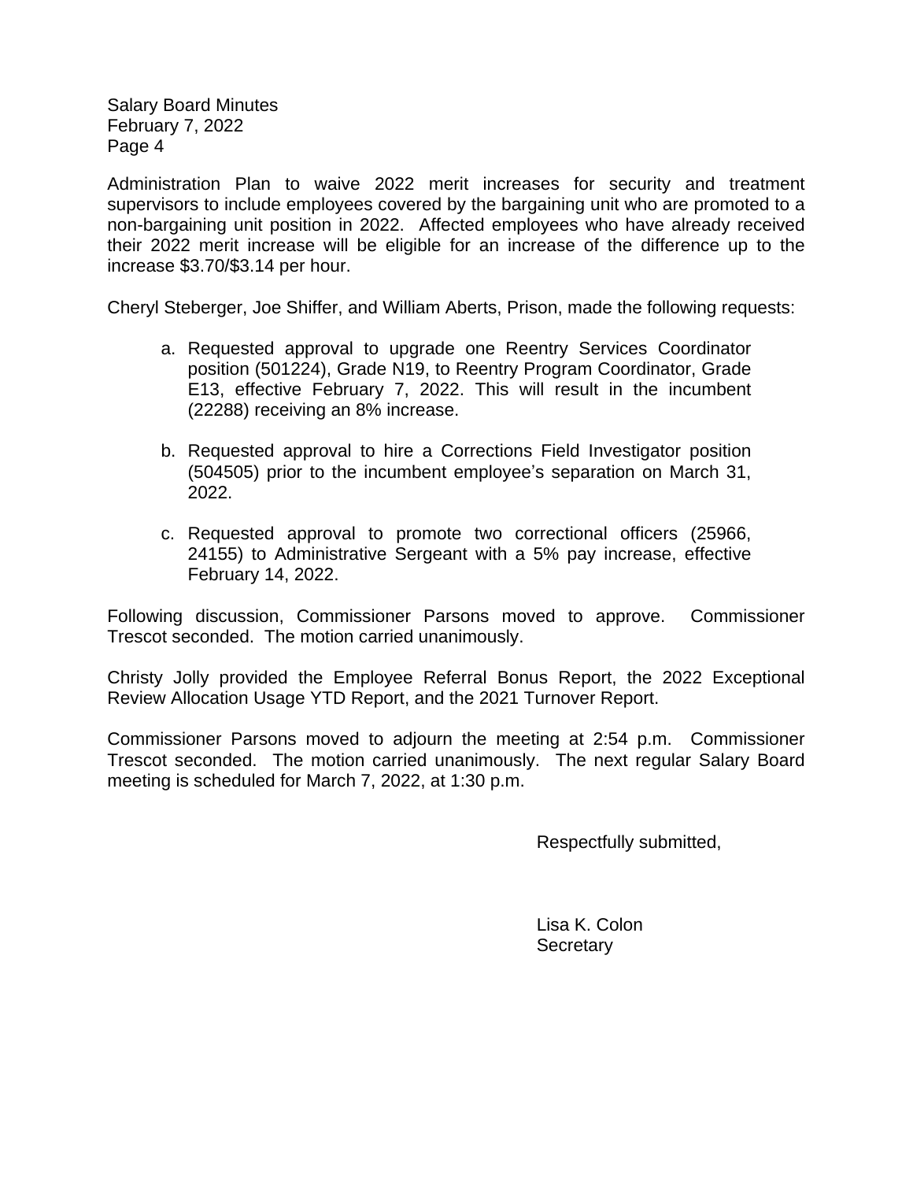Administration Plan to waive 2022 merit increases for security and treatment supervisors to include employees covered by the bargaining unit who are promoted to a non-bargaining unit position in 2022. Affected employees who have already received their 2022 merit increase will be eligible for an increase of the difference up to the increase $3.70/$3.14 per hour.

Cheryl Steberger, Joe Shiffer, and William Aberts, Prison, made the following requests:

a. Requested approval to upgrade one Reentry Services Coordinator position (501224), Grade N19, to Reentry Program Coordinator, Grade E13, effective February 7, 2022. This will result in the incumbent (22288) receiving an 8% increase.

b. Requested approval to hire a Corrections Field Investigator position (504505) prior to the incumbent employee's separation on March 31, 2022.

c. Requested approval to promote two correctional officers (25966, 24155) to Administrative Sergeant with a 5% pay increase, effective February 14, 2022.

Following discussion, Commissioner Parsons moved to approve. Commissioner Trescot seconded. The motion carried unanimously.

Christy Jolly provided the Employee Referral Bonus Report, the 2022 Exceptional Review Allocation Usage YTD Report, and the 2021 Turnover Report.

Commissioner Parsons moved to adjourn the meeting at 2:54 p.m. Commissioner Trescot seconded. The motion carried unanimously. The next regular Salary Board meeting is scheduled for March 7, 2022, at 1:30 p.m.

Respectfully submitted,

Lisa K. Colon
Secretary